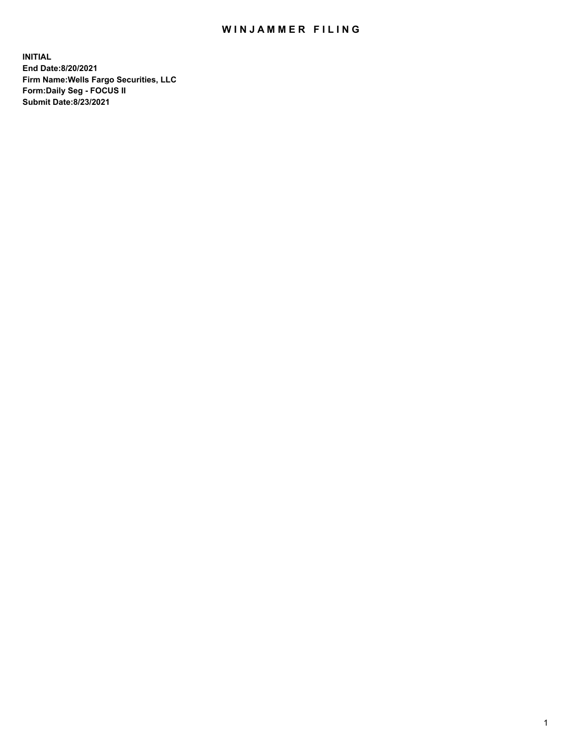# WINJAMMER FILING

**INITIAL**
**End Date:8/20/2021**
**Firm Name:Wells Fargo Securities, LLC**
**Form:Daily Seg - FOCUS II**
**Submit Date:8/23/2021**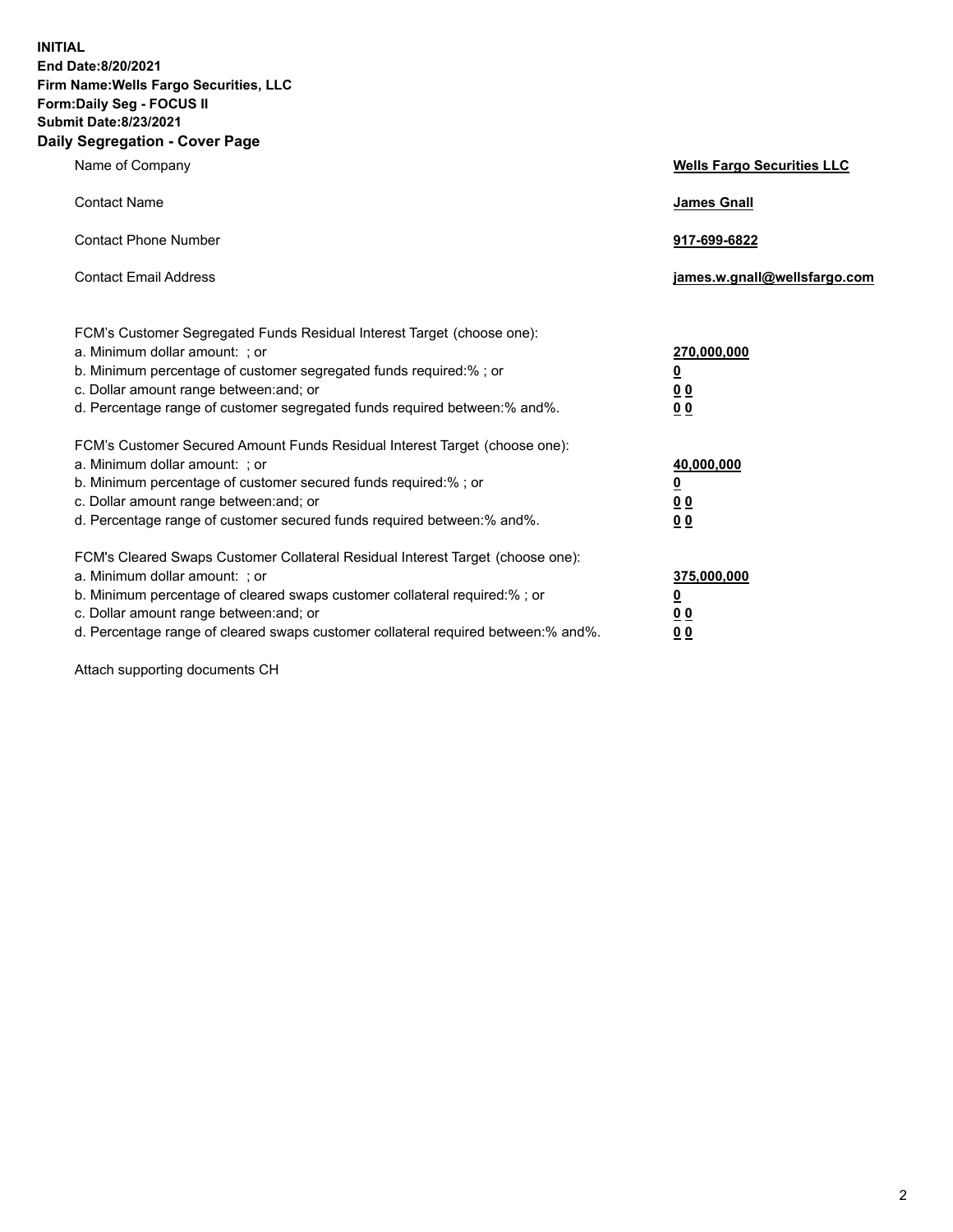**INITIAL**
**End Date:8/20/2021**
**Firm Name:Wells Fargo Securities, LLC**
**Form:Daily Seg - FOCUS II**
**Submit Date:8/23/2021**

## Daily Segregation - Cover Page

| | |
|---|---|
| Name of Company | **Wells Fargo Securities LLC** |
| Contact Name | **James Gnall** |
| Contact Phone Number | **917-699-6822** |
| Contact Email Address | **james.w.gnall@wellsfargo.com** |

| | |
|---|---|
| FCM's Customer Segregated Funds Residual Interest Target (choose one): | |
| a. Minimum dollar amount: ; or | **270,000,000** |
| b. Minimum percentage of customer segregated funds required:% ; or | **0** |
| c. Dollar amount range between:and; or | **0 0** |
| d. Percentage range of customer segregated funds required between:% and%. | **0 0** |
| FCM's Customer Secured Amount Funds Residual Interest Target (choose one): | |
| a. Minimum dollar amount: ; or | **40,000,000** |
| b. Minimum percentage of customer secured funds required:% ; or | **0** |
| c. Dollar amount range between:and; or | **0 0** |
| d. Percentage range of customer secured funds required between:% and%. | **0 0** |
| FCM's Cleared Swaps Customer Collateral Residual Interest Target (choose one): | |
| a. Minimum dollar amount: ; or | **375,000,000** |
| b. Minimum percentage of cleared swaps customer collateral required:% ; or | **0** |
| c. Dollar amount range between:and; or | **0 0** |
| d. Percentage range of cleared swaps customer collateral required between:% and%. | **0 0** |

Attach supporting documents CH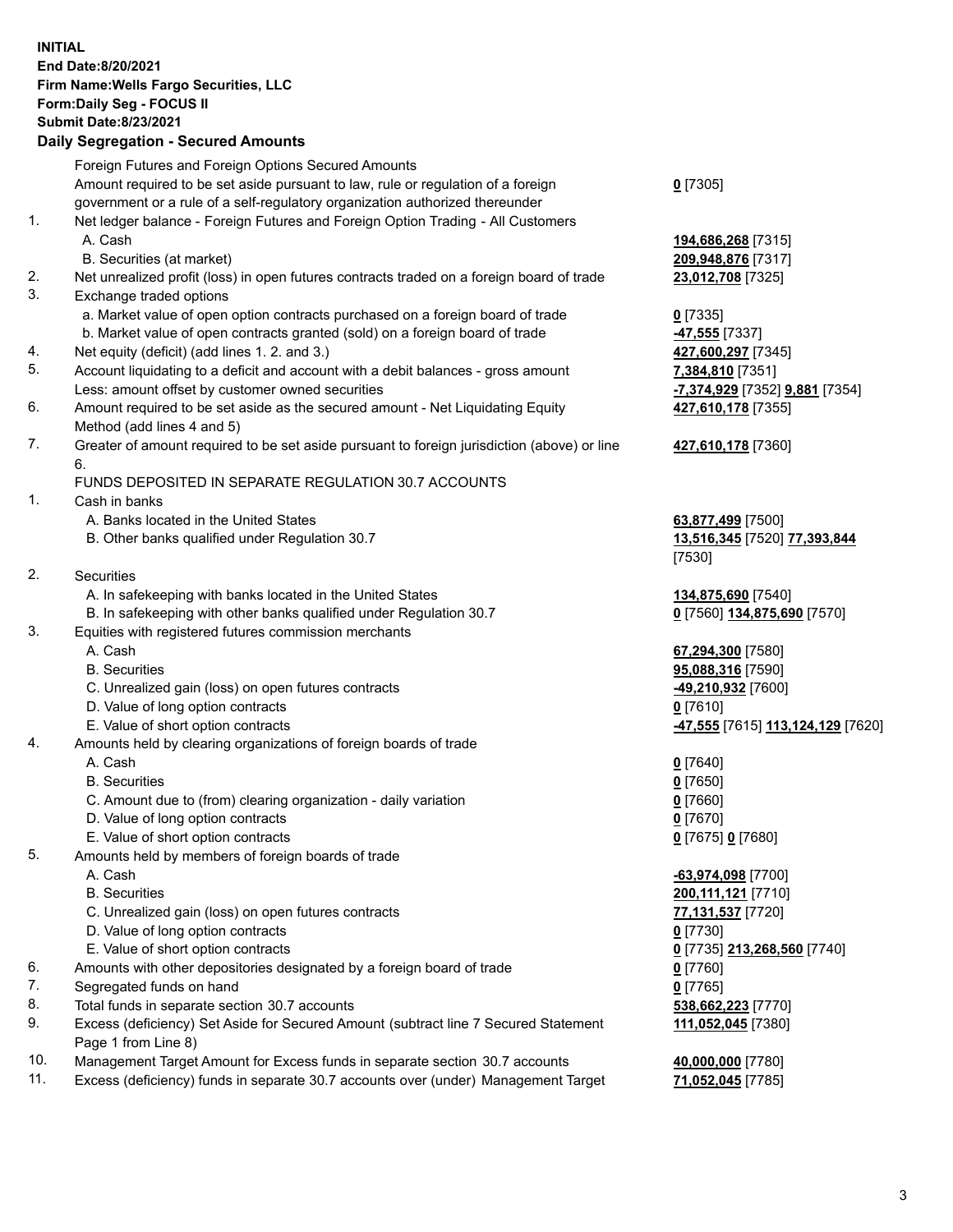**INITIAL**
**End Date:8/20/2021**
**Firm Name:Wells Fargo Securities, LLC**
**Form:Daily Seg - FOCUS II**
**Submit Date:8/23/2021**

### Daily Segregation - Secured Amounts

| | | |
|---|---|---|
| | Foreign Futures and Foreign Options Secured Amounts | |
| | Amount required to be set aside pursuant to law, rule or regulation of a foreign government or a rule of a self-regulatory organization authorized thereunder | **0** [7305] |
| 1. | Net ledger balance - Foreign Futures and Foreign Option Trading - All Customers | |
| | A. Cash | **194,686,268** [7315] |
| | B. Securities (at market) | **209,948,876** [7317] |
| 2. | Net unrealized profit (loss) in open futures contracts traded on a foreign board of trade | **23,012,708** [7325] |
| 3. | Exchange traded options | |
| | a. Market value of open option contracts purchased on a foreign board of trade | **0** [7335] |
| | b. Market value of open contracts granted (sold) on a foreign board of trade | **-47,555** [7337] |
| 4. | Net equity (deficit) (add lines 1. 2. and 3.) | **427,600,297** [7345] |
| 5. | Account liquidating to a deficit and account with a debit balances - gross amount | **7,384,810** [7351] |
| | Less: amount offset by customer owned securities | **-7,374,929** [7352] **9,881** [7354] |
| 6. | Amount required to be set aside as the secured amount - Net Liquidating Equity Method (add lines 4 and 5) | **427,610,178** [7355] |
| 7. | Greater of amount required to be set aside pursuant to foreign jurisdiction (above) or line 6. | **427,610,178** [7360] |
| | FUNDS DEPOSITED IN SEPARATE REGULATION 30.7 ACCOUNTS | |
| 1. | Cash in banks | |
| | A. Banks located in the United States | **63,877,499** [7500] |
| | B. Other banks qualified under Regulation 30.7 | **13,516,345** [7520] **77,393,844** [7530] |
| 2. | Securities | |
| | A. In safekeeping with banks located in the United States | **134,875,690** [7540] |
| | B. In safekeeping with other banks qualified under Regulation 30.7 | **0** [7560] **134,875,690** [7570] |
| 3. | Equities with registered futures commission merchants | |
| | A. Cash | **67,294,300** [7580] |
| | B. Securities | **95,088,316** [7590] |
| | C. Unrealized gain (loss) on open futures contracts | **-49,210,932** [7600] |
| | D. Value of long option contracts | **0** [7610] |
| | E. Value of short option contracts | **-47,555** [7615] **113,124,129** [7620] |
| 4. | Amounts held by clearing organizations of foreign boards of trade | |
| | A. Cash | **0** [7640] |
| | B. Securities | **0** [7650] |
| | C. Amount due to (from) clearing organization - daily variation | **0** [7660] |
| | D. Value of long option contracts | **0** [7670] |
| | E. Value of short option contracts | **0** [7675] **0** [7680] |
| 5. | Amounts held by members of foreign boards of trade | |
| | A. Cash | **-63,974,098** [7700] |
| | B. Securities | **200,111,121** [7710] |
| | C. Unrealized gain (loss) on open futures contracts | **77,131,537** [7720] |
| | D. Value of long option contracts | **0** [7730] |
| | E. Value of short option contracts | **0** [7735] **213,268,560** [7740] |
| 6. | Amounts with other depositories designated by a foreign board of trade | **0** [7760] |
| 7. | Segregated funds on hand | **0** [7765] |
| 8. | Total funds in separate section 30.7 accounts | **538,662,223** [7770] |
| 9. | Excess (deficiency) Set Aside for Secured Amount (subtract line 7 Secured Statement Page 1 from Line 8) | **111,052,045** [7380] |
| 10. | Management Target Amount for Excess funds in separate section 30.7 accounts | **40,000,000** [7780] |
| 11. | Excess (deficiency) funds in separate 30.7 accounts over (under) Management Target | **71,052,045** [7785] |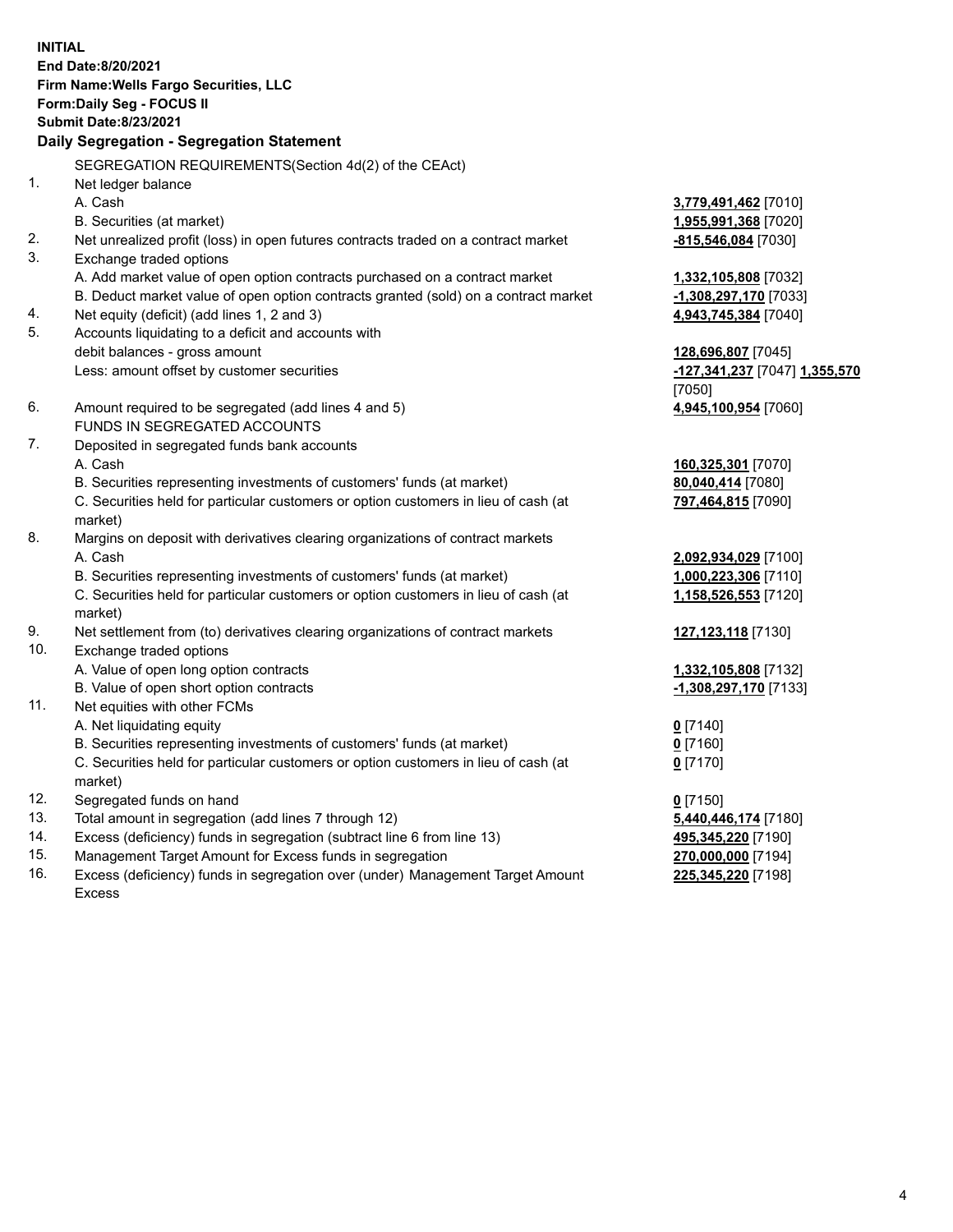**INITIAL**
**End Date:8/20/2021**
**Firm Name:Wells Fargo Securities, LLC**
**Form:Daily Seg - FOCUS II**
**Submit Date:8/23/2021**
**Daily Segregation - Segregation Statement**

SEGREGATION REQUIREMENTS(Section 4d(2) of the CEAct)

| | | |
|---|---|---|
| 1. | Net ledger balance | |
| | A. Cash | **3,779,491,462** [7010] |
| | B. Securities (at market) | **1,955,991,368** [7020] |
| 2. | Net unrealized profit (loss) in open futures contracts traded on a contract market | **-815,546,084** [7030] |
| 3. | Exchange traded options | |
| | A. Add market value of open option contracts purchased on a contract market | **1,332,105,808** [7032] |
| | B. Deduct market value of open option contracts granted (sold) on a contract market | **-1,308,297,170** [7033] |
| 4. | Net equity (deficit) (add lines 1, 2 and 3) | **4,943,745,384** [7040] |
| 5. | Accounts liquidating to a deficit and accounts with debit balances - gross amount | **128,696,807** [7045] |
| | Less: amount offset by customer securities | **-127,341,237** [7047] **1,355,570** [7050] |
| 6. | Amount required to be segregated (add lines 4 and 5) | **4,945,100,954** [7060] |
| | FUNDS IN SEGREGATED ACCOUNTS | |
| 7. | Deposited in segregated funds bank accounts | |
| | A. Cash | **160,325,301** [7070] |
| | B. Securities representing investments of customers' funds (at market) | **80,040,414** [7080] |
| | C. Securities held for particular customers or option customers in lieu of cash (at market) | **797,464,815** [7090] |
| 8. | Margins on deposit with derivatives clearing organizations of contract markets | |
| | A. Cash | **2,092,934,029** [7100] |
| | B. Securities representing investments of customers' funds (at market) | **1,000,223,306** [7110] |
| | C. Securities held for particular customers or option customers in lieu of cash (at market) | **1,158,526,553** [7120] |
| 9. | Net settlement from (to) derivatives clearing organizations of contract markets | **127,123,118** [7130] |
| 10. | Exchange traded options | |
| | A. Value of open long option contracts | **1,332,105,808** [7132] |
| | B. Value of open short option contracts | **-1,308,297,170** [7133] |
| 11. | Net equities with other FCMs | |
| | A. Net liquidating equity | **0** [7140] |
| | B. Securities representing investments of customers' funds (at market) | **0** [7160] |
| | C. Securities held for particular customers or option customers in lieu of cash (at market) | **0** [7170] |
| 12. | Segregated funds on hand | **0** [7150] |
| 13. | Total amount in segregation (add lines 7 through 12) | **5,440,446,174** [7180] |
| 14. | Excess (deficiency) funds in segregation (subtract line 6 from line 13) | **495,345,220** [7190] |
| 15. | Management Target Amount for Excess funds in segregation | **270,000,000** [7194] |
| 16. | Excess (deficiency) funds in segregation over (under) Management Target Amount Excess | **225,345,220** [7198] |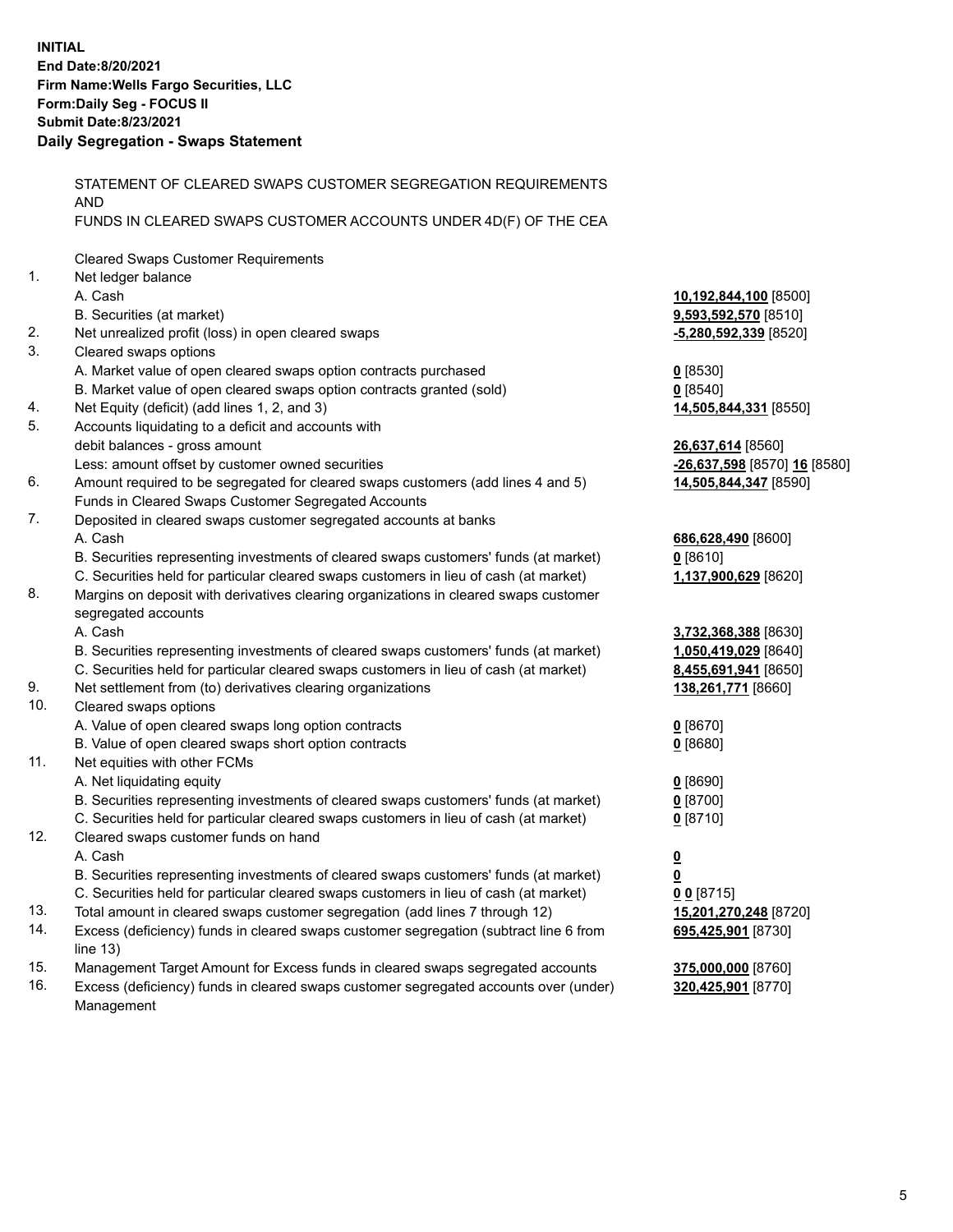**INITIAL**
**End Date:8/20/2021**
**Firm Name:Wells Fargo Securities, LLC**
**Form:Daily Seg - FOCUS II**
**Submit Date:8/23/2021**
**Daily Segregation - Swaps Statement**

STATEMENT OF CLEARED SWAPS CUSTOMER SEGREGATION REQUIREMENTS AND FUNDS IN CLEARED SWAPS CUSTOMER ACCOUNTS UNDER 4D(F) OF THE CEA

| | | |
|---|---|---|
| | Cleared Swaps Customer Requirements | |
| 1. | Net ledger balance | |
| | A. Cash | **10,192,844,100** [8500] |
| | B. Securities (at market) | **9,593,592,570** [8510] |
| 2. | Net unrealized profit (loss) in open cleared swaps | **-5,280,592,339** [8520] |
| 3. | Cleared swaps options | |
| | A. Market value of open cleared swaps option contracts purchased | **0** [8530] |
| | B. Market value of open cleared swaps option contracts granted (sold) | **0** [8540] |
| 4. | Net Equity (deficit) (add lines 1, 2, and 3) | **14,505,844,331** [8550] |
| 5. | Accounts liquidating to a deficit and accounts with debit balances - gross amount | **26,637,614** [8560] |
| | Less: amount offset by customer owned securities | **-26,637,598** [8570] **16** [8580] |
| 6. | Amount required to be segregated for cleared swaps customers (add lines 4 and 5) | **14,505,844,347** [8590] |
| | Funds in Cleared Swaps Customer Segregated Accounts | |
| 7. | Deposited in cleared swaps customer segregated accounts at banks | |
| | A. Cash | **686,628,490** [8600] |
| | B. Securities representing investments of cleared swaps customers' funds (at market) | **0** [8610] |
| | C. Securities held for particular cleared swaps customers in lieu of cash (at market) | **1,137,900,629** [8620] |
| 8. | Margins on deposit with derivatives clearing organizations in cleared swaps customer segregated accounts | |
| | A. Cash | **3,732,368,388** [8630] |
| | B. Securities representing investments of cleared swaps customers' funds (at market) | **1,050,419,029** [8640] |
| | C. Securities held for particular cleared swaps customers in lieu of cash (at market) | **8,455,691,941** [8650] |
| 9. | Net settlement from (to) derivatives clearing organizations | **138,261,771** [8660] |
| 10. | Cleared swaps options | |
| | A. Value of open cleared swaps long option contracts | **0** [8670] |
| | B. Value of open cleared swaps short option contracts | **0** [8680] |
| 11. | Net equities with other FCMs | |
| | A. Net liquidating equity | **0** [8690] |
| | B. Securities representing investments of cleared swaps customers' funds (at market) | **0** [8700] |
| | C. Securities held for particular cleared swaps customers in lieu of cash (at market) | **0** [8710] |
| 12. | Cleared swaps customer funds on hand | |
| | A. Cash | **0** |
| | B. Securities representing investments of cleared swaps customers' funds (at market) | **0** |
| | C. Securities held for particular cleared swaps customers in lieu of cash (at market) | **0** **0** [8715] |
| 13. | Total amount in cleared swaps customer segregation (add lines 7 through 12) | **15,201,270,248** [8720] |
| 14. | Excess (deficiency) funds in cleared swaps customer segregation (subtract line 6 from line 13) | **695,425,901** [8730] |
| 15. | Management Target Amount for Excess funds in cleared swaps segregated accounts | **375,000,000** [8760] |
| 16. | Excess (deficiency) funds in cleared swaps customer segregated accounts over (under) Management | **320,425,901** [8770] |